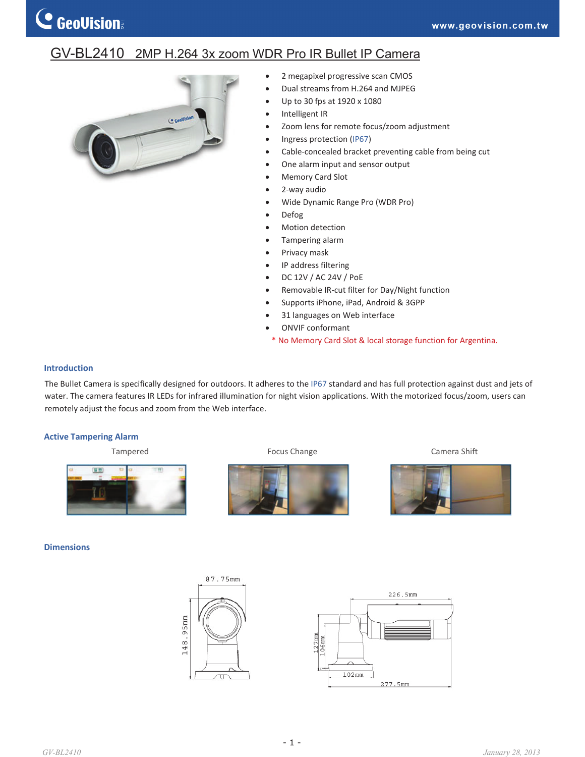# GV-BL2410 2MP H.264 3x zoom WDR Pro IR Bullet IP Camera

- 2 megapixel progressive scan CMOS
- Dual streams from H.264 and MJPEG
- Up to 30 fps at 1920 x 1080
- Intelligent IR
- Zoom lens for remote focus/zoom adjustment
- Ingress protection (IP67)
- Cable-concealed bracket preventing cable from being cut
- One alarm input and sensor output
- Memory Card Slot
- 2-way audio
- Wide Dynamic Range Pro (WDR Pro)
- Defog
- Motion detection
- Tampering alarm
- Privacy mask
- IP address filtering
- DC 12V / AC 24V / PoE
- Removable IR-cut filter for Day/Night function
- Supports iPhone, iPad, Android & 3GPP
- 31 languages on Web interface
- ONVIF conformant

\* No Memory Card Slot & local storage function for Argentina.

## Introduction

The Bullet Camera is specifically designed for outdoors. It adheres to the IP67 standard and has full protection against dust and jets of water. The camera features IR LEDs for infrared illumination for night vision applications. With the motorized focus/zoom, users can remotely adjust the focus and zoom from the Web interface.

## Active Tampering Alarm

Tampered

Focus Change

Camera Shift

## Dimensions

87.75mm

148.95mm

226.5mm

127mm

106mm

102mm

277.5mm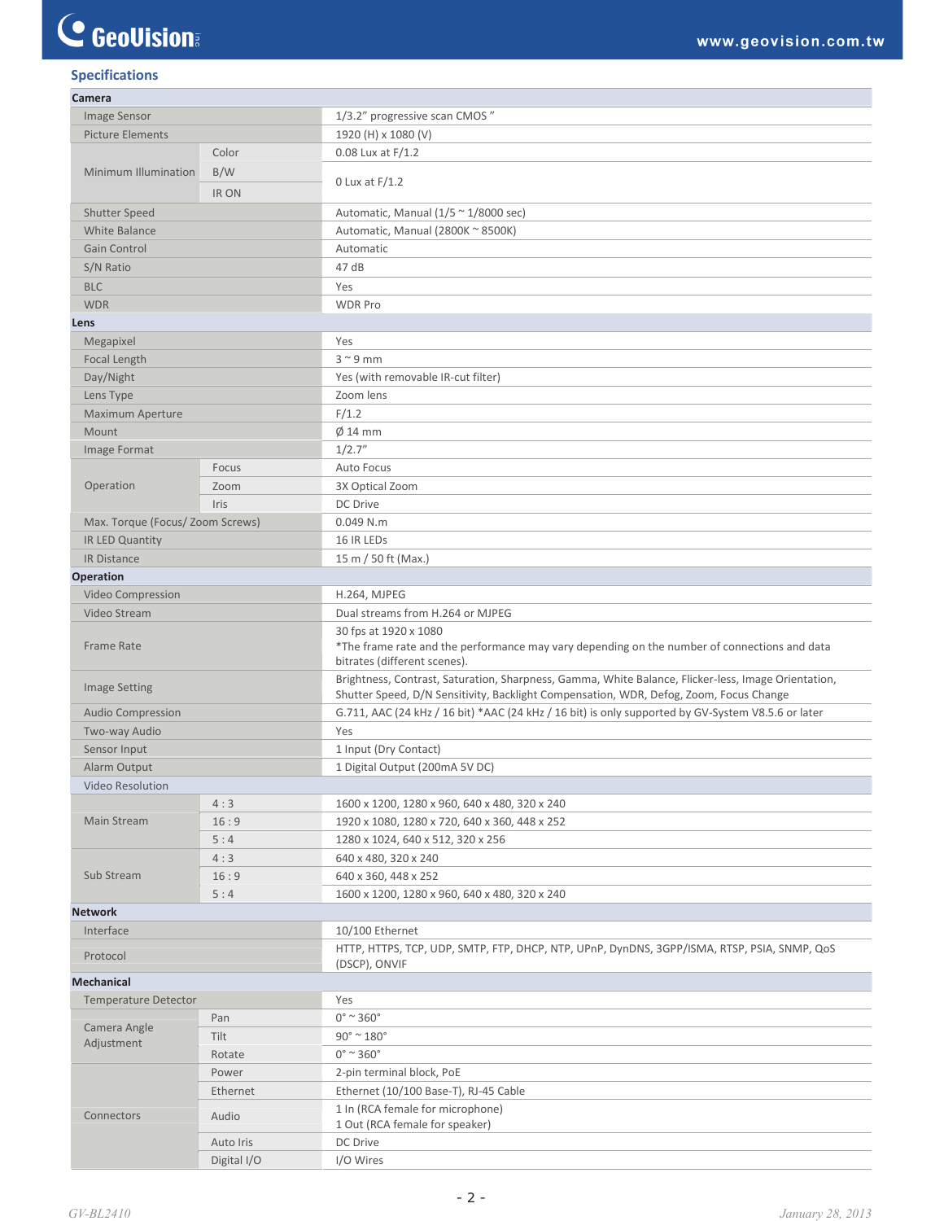## Specifications

| | | |
|---|---|---|
| **Camera** | | |
| Image Sensor | | 1/3.2" progressive scan CMOS " |
| Picture Elements | | 1920 (H) x 1080 (V) |
| Minimum Illumination | Color | 0.08 Lux at F/1.2 |
| | B/W | 0 Lux at F/1.2 |
| | IR ON | |
| Shutter Speed | | Automatic, Manual (1/5 ~ 1/8000 sec) |
| White Balance | | Automatic, Manual (2800K ~ 8500K) |
| Gain Control | | Automatic |
| S/N Ratio | | 47 dB |
| BLC | | Yes |
| WDR | | WDR Pro |
| **Lens** | | |
| Megapixel | | Yes |
| Focal Length | | 3 ~ 9 mm |
| Day/Night | | Yes (with removable IR-cut filter) |
| Lens Type | | Zoom lens |
| Maximum Aperture | | F/1.2 |
| Mount | | Ø 14 mm |
| Image Format | | 1/2.7" |
| Operation | Focus | Auto Focus |
| | Zoom | 3X Optical Zoom |
| | Iris | DC Drive |
| Max. Torque (Focus/ Zoom Screws) | | 0.049 N.m |
| IR LED Quantity | | 16 IR LEDs |
| IR Distance | | 15 m / 50 ft (Max.) |
| **Operation** | | |
| Video Compression | | H.264, MJPEG |
| Video Stream | | Dual streams from H.264 or MJPEG |
| Frame Rate | | 30 fps at 1920 x 1080<br>*The frame rate and the performance may vary depending on the number of connections and data bitrates (different scenes). |
| Image Setting | | Brightness, Contrast, Saturation, Sharpness, Gamma, White Balance, Flicker-less, Image Orientation, Shutter Speed, D/N Sensitivity, Backlight Compensation, WDR, Defog, Zoom, Focus Change |
| Audio Compression | | G.711, AAC (24 kHz / 16 bit) *AAC (24 kHz / 16 bit) is only supported by GV-System V8.5.6 or later |
| Two-way Audio | | Yes |
| Sensor Input | | 1 Input (Dry Contact) |
| Alarm Output | | 1 Digital Output (200mA 5V DC) |
| Video Resolution | | |
| Main Stream | 4 : 3 | 1600 x 1200, 1280 x 960, 640 x 480, 320 x 240 |
| | 16 : 9 | 1920 x 1080, 1280 x 720, 640 x 360, 448 x 252 |
| | 5 : 4 | 1280 x 1024, 640 x 512, 320 x 256 |
| Sub Stream | 4 : 3 | 640 x 480, 320 x 240 |
| | 16 : 9 | 640 x 360, 448 x 252 |
| | 5 : 4 | 1600 x 1200, 1280 x 960, 640 x 480, 320 x 240 |
| **Network** | | |
| Interface | | 10/100 Ethernet |
| Protocol | | HTTP, HTTPS, TCP, UDP, SMTP, FTP, DHCP, NTP, UPnP, DynDNS, 3GPP/ISMA, RTSP, PSIA, SNMP, QoS (DSCP), ONVIF |
| **Mechanical** | | |
| Temperature Detector | | Yes |
| Camera Angle Adjustment | Pan | 0° ~ 360° |
| | Tilt | 90° ~ 180° |
| | Rotate | 0° ~ 360° |
| Connectors | Power | 2-pin terminal block, PoE |
| | Ethernet | Ethernet (10/100 Base-T), RJ-45 Cable |
| | Audio | 1 In (RCA female for microphone)<br>1 Out (RCA female for speaker) |
| | Auto Iris | DC Drive |
| | Digital I/O | I/O Wires |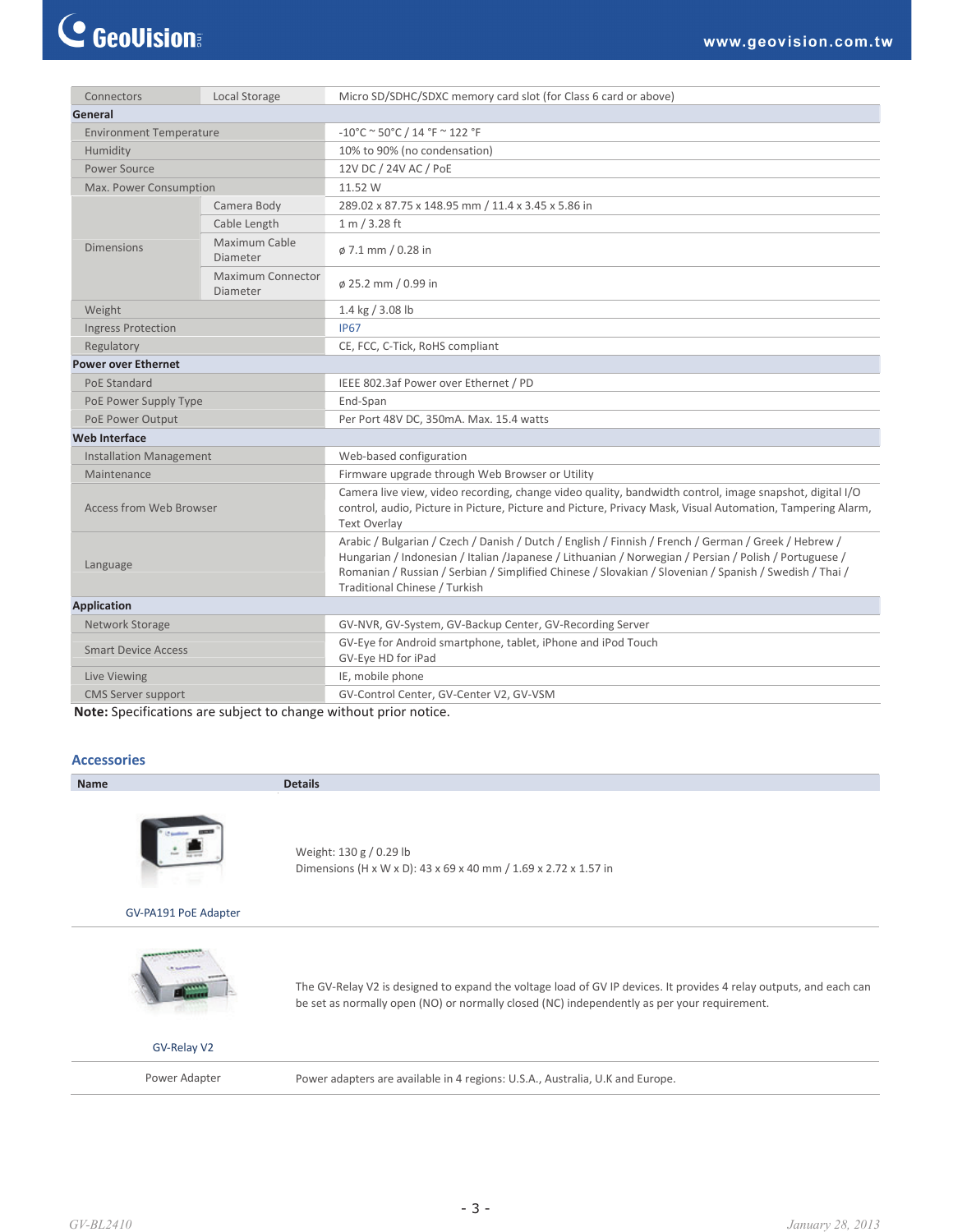| | | |
|---|---|---|
| Connectors | Local Storage | Micro SD/SDHC/SDXC memory card slot (for Class 6 card or above) |
| **General** | | |
| Environment Temperature | | -10°C ~ 50°C / 14 °F ~ 122 °F |
| Humidity | | 10% to 90% (no condensation) |
| Power Source | | 12V DC / 24V AC / PoE |
| Max. Power Consumption | | 11.52 W |
| Dimensions | Camera Body | 289.02 x 87.75 x 148.95 mm / 11.4 x 3.45 x 5.86 in |
| | Cable Length | 1 m / 3.28 ft |
| | Maximum Cable Diameter | ø 7.1 mm / 0.28 in |
| | Maximum Connector Diameter | ø 25.2 mm / 0.99 in |
| Weight | | 1.4 kg / 3.08 lb |
| Ingress Protection | | IP67 |
| Regulatory | | CE, FCC, C-Tick, RoHS compliant |
| **Power over Ethernet** | | |
| PoE Standard | | IEEE 802.3af Power over Ethernet / PD |
| PoE Power Supply Type | | End-Span |
| PoE Power Output | | Per Port 48V DC, 350mA. Max. 15.4 watts |
| **Web Interface** | | |
| Installation Management | | Web-based configuration |
| Maintenance | | Firmware upgrade through Web Browser or Utility |
| Access from Web Browser | | Camera live view, video recording, change video quality, bandwidth control, image snapshot, digital I/O control, audio, Picture in Picture, Picture and Picture, Privacy Mask, Visual Automation, Tampering Alarm, Text Overlay |
| Language | | Arabic / Bulgarian / Czech / Danish / Dutch / English / Finnish / French / German / Greek / Hebrew / Hungarian / Indonesian / Italian /Japanese / Lithuanian / Norwegian / Persian / Polish / Portuguese / Romanian / Russian / Serbian / Simplified Chinese / Slovakian / Slovenian / Spanish / Swedish / Thai / Traditional Chinese / Turkish |
| **Application** | | |
| Network Storage | | GV-NVR, GV-System, GV-Backup Center, GV-Recording Server |
| Smart Device Access | | GV-Eye for Android smartphone, tablet, iPhone and iPod Touch<br>GV-Eye HD for iPad |
| Live Viewing | | IE, mobile phone |
| CMS Server support | | GV-Control Center, GV-Center V2, GV-VSM |

**Note:** Specifications are subject to change without prior notice.

## Accessories

| Name | Details |
|---|---|
| GV-PA191 PoE Adapter | Weight: 130 g / 0.29 lb<br>Dimensions (H x W x D): 43 x 69 x 40 mm / 1.69 x 2.72 x 1.57 in |
| GV-Relay V2 | The GV-Relay V2 is designed to expand the voltage load of GV IP devices. It provides 4 relay outputs, and each can be set as normally open (NO) or normally closed (NC) independently as per your requirement. |
| Power Adapter | Power adapters are available in 4 regions: U.S.A., Australia, U.K and Europe. |